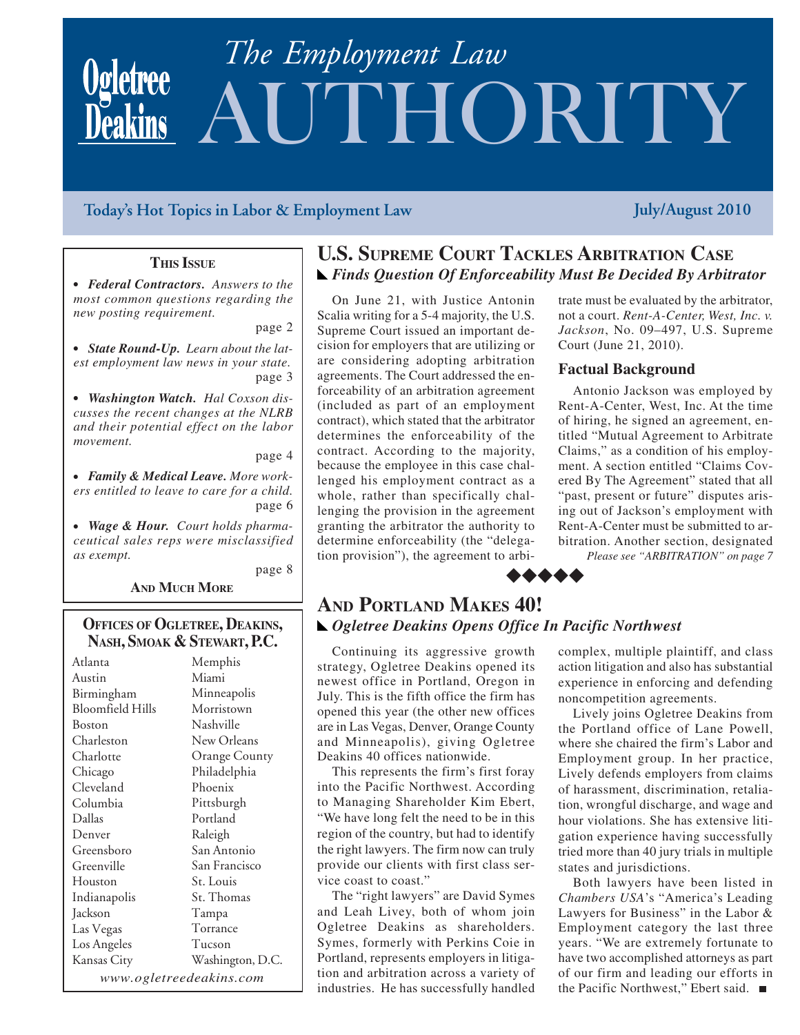# Ogletree Deakins

# *The Employment Law* AUTHORITY

**Today's Hot Topics in Labor & Employment Law** — **July/August 2010**

### THIS ISSUE

- ***Federal Contractors.*** *Answers to the most common questions regarding the new posting requirement.* page 2
- ***State Round-Up.*** *Learn about the latest employment law news in your state.* page 3
- ***Washington Watch.*** *Hal Coxson discusses the recent changes at the NLRB and their potential effect on the labor movement.* page 4
- ***Family & Medical Leave.*** *More workers entitled to leave to care for a child.* page 6
- ***Wage & Hour.*** *Court holds pharmaceutical sales reps were misclassified as exempt.* page 8

**AND MUCH MORE**

## U.S. SUPREME COURT TACKLES ARBITRATION CASE

### *Finds Question Of Enforceability Must Be Decided By Arbitrator*

On June 21, with Justice Antonin Scalia writing for a 5-4 majority, the U.S. Supreme Court issued an important decision for employers that are utilizing or are considering adopting arbitration agreements. The Court addressed the enforceability of an arbitration agreement (included as part of an employment contract), which stated that the arbitrator determines the enforceability of the contract. According to the majority, because the employee in this case challenged his employment contract as a whole, rather than specifically challenging the provision in the agreement granting the arbitrator the authority to determine enforceability (the "delegation provision"), the agreement to arbitrate must be evaluated by the arbitrator, not a court. *Rent-A-Center, West, Inc. v. Jackson*, No. 09–497, U.S. Supreme Court (June 21, 2010).

#### Factual Background

Antonio Jackson was employed by Rent-A-Center, West, Inc. At the time of hiring, he signed an agreement, entitled "Mutual Agreement to Arbitrate Claims," as a condition of his employment. A section entitled "Claims Covered By The Agreement" stated that all "past, present or future" disputes arising out of Jackson's employment with Rent-A-Center must be submitted to arbitration. Another section, designated

*Please see "ARBITRATION" on page 7*

## AND PORTLAND MAKES 40!

### *Ogletree Deakins Opens Office In Pacific Northwest*

Continuing its aggressive growth strategy, Ogletree Deakins opened its newest office in Portland, Oregon in July. This is the fifth office the firm has opened this year (the other new offices are in Las Vegas, Denver, Orange County and Minneapolis), giving Ogletree Deakins 40 offices nationwide.

This represents the firm's first foray into the Pacific Northwest. According to Managing Shareholder Kim Ebert, "We have long felt the need to be in this region of the country, but had to identify the right lawyers. The firm now can truly provide our clients with first class service coast to coast."

The "right lawyers" are David Symes and Leah Livey, both of whom join Ogletree Deakins as shareholders. Symes, formerly with Perkins Coie in Portland, represents employers in litigation and arbitration across a variety of industries. He has successfully handled complex, multiple plaintiff, and class action litigation and also has substantial experience in enforcing and defending noncompetition agreements.

Lively joins Ogletree Deakins from the Portland office of Lane Powell, where she chaired the firm's Labor and Employment group. In her practice, Lively defends employers from claims of harassment, discrimination, retaliation, wrongful discharge, and wage and hour violations. She has extensive litigation experience having successfully tried more than 40 jury trials in multiple states and jurisdictions.

Both lawyers have been listed in *Chambers USA*'s "America's Leading Lawyers for Business" in the Labor & Employment category the last three years. "We are extremely fortunate to have two accomplished attorneys as part of our firm and leading our efforts in the Pacific Northwest," Ebert said. ■

### OFFICES OF OGLETREE, DEAKINS, NASH, SMOAK & STEWART, P.C.

| | |
|---|---|
| Atlanta | Memphis |
| Austin | Miami |
| Birmingham | Minneapolis |
| Bloomfield Hills | Morristown |
| Boston | Nashville |
| Charleston | New Orleans |
| Charlotte | Orange County |
| Chicago | Philadelphia |
| Cleveland | Phoenix |
| Columbia | Pittsburgh |
| Dallas | Portland |
| Denver | Raleigh |
| Greensboro | San Antonio |
| Greenville | San Francisco |
| Houston | St. Louis |
| Indianapolis | St. Thomas |
| Jackson | Tampa |
| Las Vegas | Torrance |
| Los Angeles | Tucson |
| Kansas City | Washington, D.C. |

*www.ogletreedeakins.com*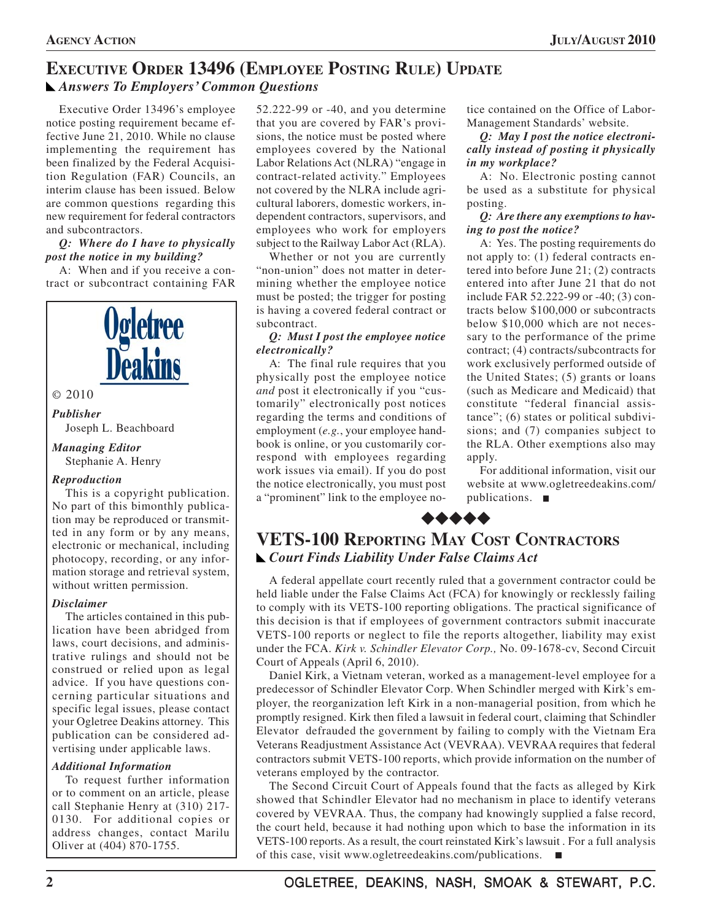# Executive Order 13496 (Employee Posting Rule) Update

## *Answers To Employers' Common Questions*

Executive Order 13496's employee notice posting requirement became effective June 21, 2010. While no clause implementing the requirement has been finalized by the Federal Acquisition Regulation (FAR) Councils, an interim clause has been issued. Below are common questions regarding this new requirement for federal contractors and subcontractors.

***Q: Where do I have to physically post the notice in my building?***

A: When and if you receive a contract or subcontract containing FAR 52.222-99 or -40, and you determine that you are covered by FAR's provisions, the notice must be posted where employees covered by the National Labor Relations Act (NLRA) "engage in contract-related activity." Employees not covered by the NLRA include agricultural laborers, domestic workers, independent contractors, supervisors, and employees who work for employers subject to the Railway Labor Act (RLA).

Whether or not you are currently "non-union" does not matter in determining whether the employee notice must be posted; the trigger for posting is having a covered federal contract or subcontract.

***Q: Must I post the employee notice electronically?***

A: The final rule requires that you physically post the employee notice *and* post it electronically if you "customarily" electronically post notices regarding the terms and conditions of employment (*e.g.*, your employee handbook is online, or you customarily correspond with employees regarding work issues via email). If you do post the notice electronically, you must post a "prominent" link to the employee notice contained on the Office of Labor-Management Standards' website.

***Q: May I post the notice electronically instead of posting it physically in my workplace?***

A: No. Electronic posting cannot be used as a substitute for physical posting.

***Q: Are there any exemptions to having to post the notice?***

A: Yes. The posting requirements do not apply to: (1) federal contracts entered into before June 21; (2) contracts entered into after June 21 that do not include FAR 52.222-99 or -40; (3) contracts below $100,000 or subcontracts below $10,000 which are not necessary to the performance of the prime contract; (4) contracts/subcontracts for work exclusively performed outside of the United States; (5) grants or loans (such as Medicare and Medicaid) that constitute "federal financial assistance"; (6) states or political subdivisions; and (7) companies subject to the RLA. Other exemptions also may apply.

For additional information, visit our website at www.ogletreedeakins.com/publications. ■

---

Ogletree Deakins

© 2010

***Publisher***
Joseph L. Beachboard

***Managing Editor***
Stephanie A. Henry

***Reproduction***
This is a copyright publication. No part of this bimonthly publication may be reproduced or transmitted in any form or by any means, electronic or mechanical, including photocopy, recording, or any information storage and retrieval system, without written permission.

***Disclaimer***
The articles contained in this publication have been abridged from laws, court decisions, and administrative rulings and should not be construed or relied upon as legal advice. If you have questions concerning particular situations and specific legal issues, please contact your Ogletree Deakins attorney. This publication can be considered advertising under applicable laws.

***Additional Information***
To request further information or to comment on an article, please call Stephanie Henry at (310) 217-0130. For additional copies or address changes, contact Marilu Oliver at (404) 870-1755.

---

# VETS-100 Reporting May Cost Contractors

## *Court Finds Liability Under False Claims Act*

A federal appellate court recently ruled that a government contractor could be held liable under the False Claims Act (FCA) for knowingly or recklessly failing to comply with its VETS-100 reporting obligations. The practical significance of this decision is that if employees of government contractors submit inaccurate VETS-100 reports or neglect to file the reports altogether, liability may exist under the FCA. *Kirk v. Schindler Elevator Corp.,* No. 09-1678-cv, Second Circuit Court of Appeals (April 6, 2010).

Daniel Kirk, a Vietnam veteran, worked as a management-level employee for a predecessor of Schindler Elevator Corp. When Schindler merged with Kirk's employer, the reorganization left Kirk in a non-managerial position, from which he promptly resigned. Kirk then filed a lawsuit in federal court, claiming that Schindler Elevator defrauded the government by failing to comply with the Vietnam Era Veterans Readjustment Assistance Act (VEVRAA). VEVRAA requires that federal contractors submit VETS-100 reports, which provide information on the number of veterans employed by the contractor.

The Second Circuit Court of Appeals found that the facts as alleged by Kirk showed that Schindler Elevator had no mechanism in place to identify veterans covered by VEVRAA. Thus, the company had knowingly supplied a false record, the court held, because it had nothing upon which to base the information in its VETS-100 reports. As a result, the court reinstated Kirk's lawsuit . For a full analysis of this case, visit www.ogletreedeakins.com/publications. ■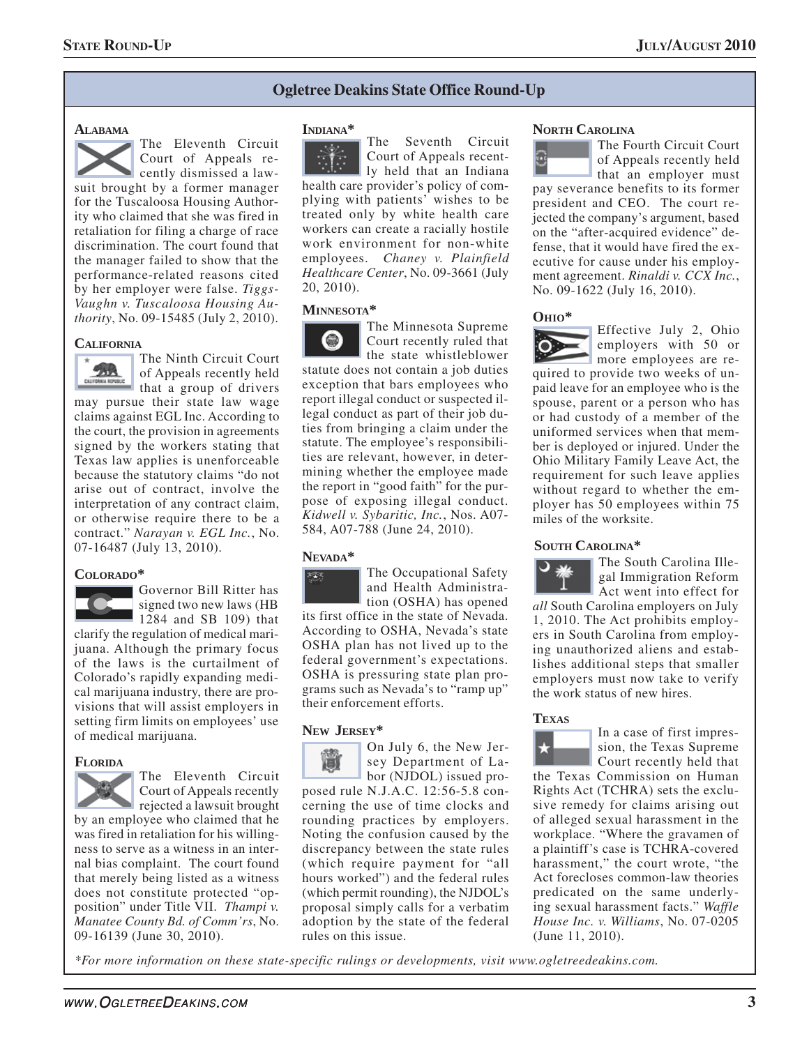## Ogletree Deakins State Office Round-Up

### Alabama

The Eleventh Circuit Court of Appeals recently dismissed a lawsuit brought by a former manager for the Tuscaloosa Housing Authority who claimed that she was fired in retaliation for filing a charge of race discrimination. The court found that the manager failed to show that the performance-related reasons cited by her employer were false. *Tiggs-Vaughn v. Tuscaloosa Housing Authority*, No. 09-15485 (July 2, 2010).

### California

The Ninth Circuit Court of Appeals recently held that a group of drivers may pursue their state law wage claims against EGL Inc. According to the court, the provision in agreements signed by the workers stating that Texas law applies is unenforceable because the statutory claims "do not arise out of contract, involve the interpretation of any contract claim, or otherwise require there to be a contract." *Narayan v. EGL Inc.*, No. 07-16487 (July 13, 2010).

### Colorado*

Governor Bill Ritter has signed two new laws (HB 1284 and SB 109) that clarify the regulation of medical marijuana. Although the primary focus of the laws is the curtailment of Colorado's rapidly expanding medical marijuana industry, there are provisions that will assist employers in setting firm limits on employees' use of medical marijuana.

### Florida

The Eleventh Circuit Court of Appeals recently rejected a lawsuit brought by an employee who claimed that he was fired in retaliation for his willingness to serve as a witness in an internal bias complaint. The court found that merely being listed as a witness does not constitute protected "opposition" under Title VII. *Thampi v. Manatee County Bd. of Comm'rs*, No. 09-16139 (June 30, 2010).

### Indiana*

The Seventh Circuit Court of Appeals recently held that an Indiana health care provider's policy of complying with patients' wishes to be treated only by white health care workers can create a racially hostile work environment for non-white employees. *Chaney v. Plainfield Healthcare Center*, No. 09-3661 (July 20, 2010).

### Minnesota*

The Minnesota Supreme Court recently ruled that the state whistleblower statute does not contain a job duties exception that bars employees who report illegal conduct or suspected illegal conduct as part of their job duties from bringing a claim under the statute. The employee's responsibilities are relevant, however, in determining whether the employee made the report in "good faith" for the purpose of exposing illegal conduct. *Kidwell v. Sybaritic, Inc.*, Nos. A07-584, A07-788 (June 24, 2010).

### Nevada*

The Occupational Safety and Health Administration (OSHA) has opened its first office in the state of Nevada. According to OSHA, Nevada's state OSHA plan has not lived up to the federal government's expectations. OSHA is pressuring state plan programs such as Nevada's to "ramp up" their enforcement efforts.

### New Jersey*

On July 6, the New Jersey Department of Labor (NJDOL) issued proposed rule N.J.A.C. 12:56-5.8 concerning the use of time clocks and rounding practices by employers. Noting the confusion caused by the discrepancy between the state rules (which require payment for "all hours worked") and the federal rules (which permit rounding), the NJDOL's proposal simply calls for a verbatim adoption by the state of the federal rules on this issue.

### North Carolina

The Fourth Circuit Court of Appeals recently held that an employer must pay severance benefits to its former president and CEO. The court rejected the company's argument, based on the "after-acquired evidence" defense, that it would have fired the executive for cause under his employment agreement. *Rinaldi v. CCX Inc.*, No. 09-1622 (July 16, 2010).

### Ohio*

Effective July 2, Ohio employers with 50 or more employees are required to provide two weeks of unpaid leave for an employee who is the spouse, parent or a person who has or had custody of a member of the uniformed services when that member is deployed or injured. Under the Ohio Military Family Leave Act, the requirement for such leave applies without regard to whether the employer has 50 employees within 75 miles of the worksite.

### South Carolina*

The South Carolina Illegal Immigration Reform Act went into effect for *all* South Carolina employers on July 1, 2010. The Act prohibits employers in South Carolina from employing unauthorized aliens and establishes additional steps that smaller employers must now take to verify the work status of new hires.

### Texas

In a case of first impression, the Texas Supreme Court recently held that the Texas Commission on Human Rights Act (TCHRA) sets the exclusive remedy for claims arising out of alleged sexual harassment in the workplace. "Where the gravamen of a plaintiff's case is TCHRA-covered harassment," the court wrote, "the Act forecloses common-law theories predicated on the same underlying sexual harassment facts." *Waffle House Inc. v. Williams*, No. 07-0205 (June 11, 2010).

**For more information on these state-specific rulings or developments, visit www.ogletreedeakins.com.*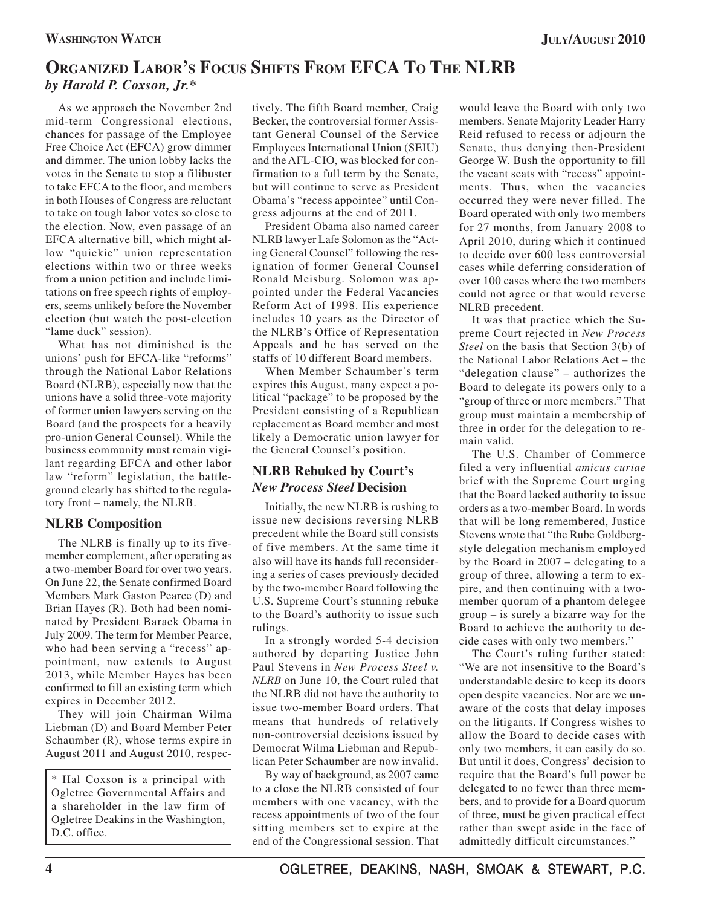## Organized Labor's Focus Shifts From EFCA To The NLRB

*by Harold P. Coxson, Jr.**

As we approach the November 2nd mid-term Congressional elections, chances for passage of the Employee Free Choice Act (EFCA) grow dimmer and dimmer. The union lobby lacks the votes in the Senate to stop a filibuster to take EFCA to the floor, and members in both Houses of Congress are reluctant to take on tough labor votes so close to the election. Now, even passage of an EFCA alternative bill, which might allow "quickie" union representation elections within two or three weeks from a union petition and include limitations on free speech rights of employers, seems unlikely before the November election (but watch the post-election "lame duck" session).

What has not diminished is the unions' push for EFCA-like "reforms" through the National Labor Relations Board (NLRB), especially now that the unions have a solid three-vote majority of former union lawyers serving on the Board (and the prospects for a heavily pro-union General Counsel). While the business community must remain vigilant regarding EFCA and other labor law "reform" legislation, the battleground clearly has shifted to the regulatory front – namely, the NLRB.

### NLRB Composition

The NLRB is finally up to its five-member complement, after operating as a two-member Board for over two years. On June 22, the Senate confirmed Board Members Mark Gaston Pearce (D) and Brian Hayes (R). Both had been nominated by President Barack Obama in July 2009. The term for Member Pearce, who had been serving a "recess" appointment, now extends to August 2013, while Member Hayes has been confirmed to fill an existing term which expires in December 2012.

They will join Chairman Wilma Liebman (D) and Board Member Peter Schaumber (R), whose terms expire in August 2011 and August 2010, respectively. The fifth Board member, Craig Becker, the controversial former Assistant General Counsel of the Service Employees International Union (SEIU) and the AFL-CIO, was blocked for confirmation to a full term by the Senate, but will continue to serve as President Obama's "recess appointee" until Congress adjourns at the end of 2011.

President Obama also named career NLRB lawyer Lafe Solomon as the "Acting General Counsel" following the resignation of former General Counsel Ronald Meisburg. Solomon was appointed under the Federal Vacancies Reform Act of 1998. His experience includes 10 years as the Director of the NLRB's Office of Representation Appeals and he has served on the staffs of 10 different Board members.

When Member Schaumber's term expires this August, many expect a political "package" to be proposed by the President consisting of a Republican replacement as Board member and most likely a Democratic union lawyer for the General Counsel's position.

### NLRB Rebuked by Court's *New Process Steel* Decision

Initially, the new NLRB is rushing to issue new decisions reversing NLRB precedent while the Board still consists of five members. At the same time it also will have its hands full reconsidering a series of cases previously decided by the two-member Board following the U.S. Supreme Court's stunning rebuke to the Board's authority to issue such rulings.

In a strongly worded 5-4 decision authored by departing Justice John Paul Stevens in *New Process Steel v. NLRB* on June 10, the Court ruled that the NLRB did not have the authority to issue two-member Board orders. That means that hundreds of relatively non-controversial decisions issued by Democrat Wilma Liebman and Republican Peter Schaumber are now invalid.

By way of background, as 2007 came to a close the NLRB consisted of four members with one vacancy, with the recess appointments of two of the four sitting members set to expire at the end of the Congressional session. That would leave the Board with only two members. Senate Majority Leader Harry Reid refused to recess or adjourn the Senate, thus denying then-President George W. Bush the opportunity to fill the vacant seats with "recess" appointments. Thus, when the vacancies occurred they were never filled. The Board operated with only two members for 27 months, from January 2008 to April 2010, during which it continued to decide over 600 less controversial cases while deferring consideration of over 100 cases where the two members could not agree or that would reverse NLRB precedent.

It was that practice which the Supreme Court rejected in *New Process Steel* on the basis that Section 3(b) of the National Labor Relations Act – the "delegation clause" – authorizes the Board to delegate its powers only to a "group of three or more members." That group must maintain a membership of three in order for the delegation to remain valid.

The U.S. Chamber of Commerce filed a very influential *amicus curiae* brief with the Supreme Court urging that the Board lacked authority to issue orders as a two-member Board. In words that will be long remembered, Justice Stevens wrote that "the Rube Goldberg-style delegation mechanism employed by the Board in 2007 – delegating to a group of three, allowing a term to expire, and then continuing with a two-member quorum of a phantom delegee group – is surely a bizarre way for the Board to achieve the authority to decide cases with only two members."

The Court's ruling further stated: "We are not insensitive to the Board's understandable desire to keep its doors open despite vacancies. Nor are we unaware of the costs that delay imposes on the litigants. If Congress wishes to allow the Board to decide cases with only two members, it can easily do so. But until it does, Congress' decision to require that the Board's full power be delegated to no fewer than three members, and to provide for a Board quorum of three, must be given practical effect rather than swept aside in the face of admittedly difficult circumstances."

\* Hal Coxson is a principal with Ogletree Governmental Affairs and a shareholder in the law firm of Ogletree Deakins in the Washington, D.C. office.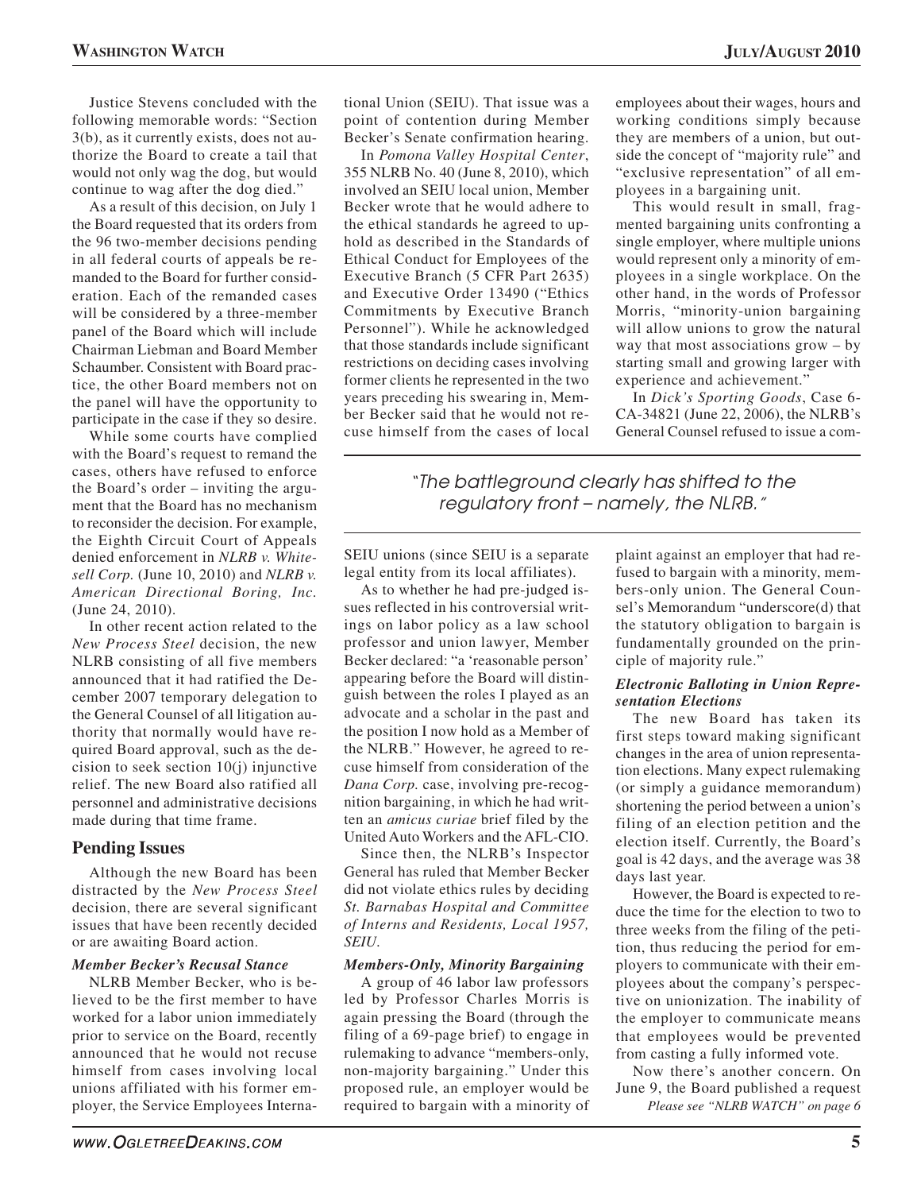Justice Stevens concluded with the following memorable words: "Section 3(b), as it currently exists, does not authorize the Board to create a tail that would not only wag the dog, but would continue to wag after the dog died."

As a result of this decision, on July 1 the Board requested that its orders from the 96 two-member decisions pending in all federal courts of appeals be remanded to the Board for further consideration. Each of the remanded cases will be considered by a three-member panel of the Board which will include Chairman Liebman and Board Member Schaumber. Consistent with Board practice, the other Board members not on the panel will have the opportunity to participate in the case if they so desire.

While some courts have complied with the Board's request to remand the cases, others have refused to enforce the Board's order – inviting the argument that the Board has no mechanism to reconsider the decision. For example, the Eighth Circuit Court of Appeals denied enforcement in *NLRB v. Whitesell Corp.* (June 10, 2010) and *NLRB v. American Directional Boring, Inc.* (June 24, 2010).

In other recent action related to the *New Process Steel* decision, the new NLRB consisting of all five members announced that it had ratified the December 2007 temporary delegation to the General Counsel of all litigation authority that normally would have required Board approval, such as the decision to seek section 10(j) injunctive relief. The new Board also ratified all personnel and administrative decisions made during that time frame.

## Pending Issues

Although the new Board has been distracted by the *New Process Steel* decision, there are several significant issues that have been recently decided or are awaiting Board action.

#### *Member Becker's Recusal Stance*

NLRB Member Becker, who is believed to be the first member to have worked for a labor union immediately prior to service on the Board, recently announced that he would not recuse himself from cases involving local unions affiliated with his former employer, the Service Employees International Union (SEIU). That issue was a point of contention during Member Becker's Senate confirmation hearing.

In *Pomona Valley Hospital Center*, 355 NLRB No. 40 (June 8, 2010), which involved an SEIU local union, Member Becker wrote that he would adhere to the ethical standards he agreed to uphold as described in the Standards of Ethical Conduct for Employees of the Executive Branch (5 CFR Part 2635) and Executive Order 13490 ("Ethics Commitments by Executive Branch Personnel"). While he acknowledged that those standards include significant restrictions on deciding cases involving former clients he represented in the two years preceding his swearing in, Member Becker said that he would not recuse himself from the cases of local SEIU unions (since SEIU is a separate legal entity from its local affiliates).

As to whether he had pre-judged issues reflected in his controversial writings on labor policy as a law school professor and union lawyer, Member Becker declared: "a 'reasonable person' appearing before the Board will distinguish between the roles I played as an advocate and a scholar in the past and the position I now hold as a Member of the NLRB." However, he agreed to recuse himself from consideration of the *Dana Corp.* case, involving pre-recognition bargaining, in which he had written an *amicus curiae* brief filed by the United Auto Workers and the AFL-CIO.

Since then, the NLRB's Inspector General has ruled that Member Becker did not violate ethics rules by deciding *St. Barnabas Hospital and Committee of Interns and Residents, Local 1957, SEIU.*

#### *Members-Only, Minority Bargaining*

A group of 46 labor law professors led by Professor Charles Morris is again pressing the Board (through the filing of a 69-page brief) to engage in rulemaking to advance "members-only, non-majority bargaining." Under this proposed rule, an employer would be required to bargain with a minority of employees about their wages, hours and working conditions simply because they are members of a union, but outside the concept of "majority rule" and "exclusive representation" of all employees in a bargaining unit.

This would result in small, fragmented bargaining units confronting a single employer, where multiple unions would represent only a minority of employees in a single workplace. On the other hand, in the words of Professor Morris, "minority-union bargaining will allow unions to grow the natural way that most associations grow – by starting small and growing larger with experience and achievement."

In *Dick's Sporting Goods*, Case 6-CA-34821 (June 22, 2006), the NLRB's General Counsel refused to issue a complaint against an employer that had refused to bargain with a minority, members-only union. The General Counsel's Memorandum "underscore(d) that the statutory obligation to bargain is fundamentally grounded on the principle of majority rule."

> *"The battleground clearly has shifted to the regulatory front – namely, the NLRB."*

#### *Electronic Balloting in Union Representation Elections*

The new Board has taken its first steps toward making significant changes in the area of union representation elections. Many expect rulemaking (or simply a guidance memorandum) shortening the period between a union's filing of an election petition and the election itself. Currently, the Board's goal is 42 days, and the average was 38 days last year.

However, the Board is expected to reduce the time for the election to two to three weeks from the filing of the petition, thus reducing the period for employers to communicate with their employees about the company's perspective on unionization. The inability of the employer to communicate means that employees would be prevented from casting a fully informed vote.

Now there's another concern. On June 9, the Board published a request

*Please see "NLRB WATCH" on page 6*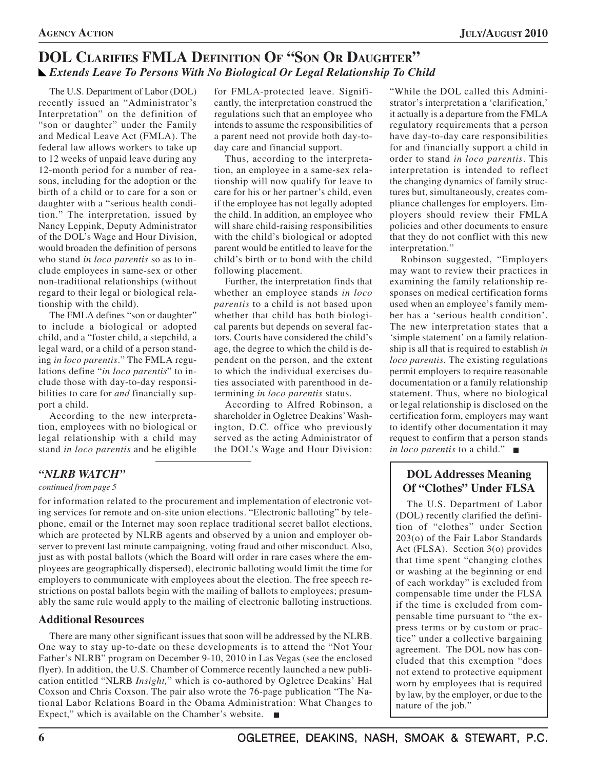## DOL Clarifies FMLA Definition Of "Son Or Daughter"

***Extends Leave To Persons With No Biological Or Legal Relationship To Child***

The U.S. Department of Labor (DOL) recently issued an "Administrator's Interpretation" on the definition of "son or daughter" under the Family and Medical Leave Act (FMLA). The federal law allows workers to take up to 12 weeks of unpaid leave during any 12-month period for a number of reasons, including for the adoption or the birth of a child or to care for a son or daughter with a "serious health condition." The interpretation, issued by Nancy Leppink, Deputy Administrator of the DOL's Wage and Hour Division, would broaden the definition of persons who stand *in loco parentis* so as to include employees in same-sex or other non-traditional relationships (without regard to their legal or biological relationship with the child).

The FMLA defines "son or daughter" to include a biological or adopted child, and a "foster child, a stepchild, a legal ward, or a child of a person standing *in loco parentis*." The FMLA regulations define "*in loco parentis*" to include those with day-to-day responsibilities to care for *and* financially support a child.

According to the new interpretation, employees with no biological or legal relationship with a child may stand *in loco parentis* and be eligible for FMLA-protected leave. Significantly, the interpretation construed the regulations such that an employee who intends to assume the responsibilities of a parent need not provide both day-to-day care and financial support.

Thus, according to the interpretation, an employee in a same-sex relationship will now qualify for leave to care for his or her partner's child, even if the employee has not legally adopted the child. In addition, an employee who will share child-raising responsibilities with the child's biological or adopted parent would be entitled to leave for the child's birth or to bond with the child following placement.

Further, the interpretation finds that whether an employee stands *in loco parentis* to a child is not based upon whether that child has both biological parents but depends on several factors. Courts have considered the child's age, the degree to which the child is dependent on the person, and the extent to which the individual exercises duties associated with parenthood in determining *in loco parentis* status.

According to Alfred Robinson, a shareholder in Ogletree Deakins' Washington, D.C. office who previously served as the acting Administrator of the DOL's Wage and Hour Division: "While the DOL called this Administrator's interpretation a 'clarification,' it actually is a departure from the FMLA regulatory requirements that a person have day-to-day care responsibilities for and financially support a child in order to stand *in loco parentis*. This interpretation is intended to reflect the changing dynamics of family structures but, simultaneously, creates compliance challenges for employers. Employers should review their FMLA policies and other documents to ensure that they do not conflict with this new interpretation."

Robinson suggested, "Employers may want to review their practices in examining the family relationship responses on medical certification forms used when an employee's family member has a 'serious health condition'. The new interpretation states that a 'simple statement' on a family relationship is all that is required to establish *in loco parentis.* The existing regulations permit employers to require reasonable documentation or a family relationship statement. Thus, where no biological or legal relationship is disclosed on the certification form, employers may want to identify other documentation it may request to confirm that a person stands *in loco parentis* to a child." ■

### *"NLRB WATCH"*

*continued from page 5*

for information related to the procurement and implementation of electronic voting services for remote and on-site union elections. "Electronic balloting" by telephone, email or the Internet may soon replace traditional secret ballot elections, which are protected by NLRB agents and observed by a union and employer observer to prevent last minute campaigning, voting fraud and other misconduct. Also, just as with postal ballots (which the Board will order in rare cases where the employees are geographically dispersed), electronic balloting would limit the time for employers to communicate with employees about the election. The free speech restrictions on postal ballots begin with the mailing of ballots to employees; presumably the same rule would apply to the mailing of electronic balloting instructions.

### Additional Resources

There are many other significant issues that soon will be addressed by the NLRB. One way to stay up-to-date on these developments is to attend the "Not Your Father's NLRB" program on December 9-10, 2010 in Las Vegas (see the enclosed flyer). In addition, the U.S. Chamber of Commerce recently launched a new publication entitled "NLRB *Insight,*" which is co-authored by Ogletree Deakins' Hal Coxson and Chris Coxson. The pair also wrote the 76-page publication "The National Labor Relations Board in the Obama Administration: What Changes to Expect," which is available on the Chamber's website. ■

### DOL Addresses Meaning Of "Clothes" Under FLSA

The U.S. Department of Labor (DOL) recently clarified the definition of "clothes" under Section 203(o) of the Fair Labor Standards Act (FLSA). Section 3(o) provides that time spent "changing clothes or washing at the beginning or end of each workday" is excluded from compensable time under the FLSA if the time is excluded from compensable time pursuant to "the express terms or by custom or practice" under a collective bargaining agreement. The DOL now has concluded that this exemption "does not extend to protective equipment worn by employees that is required by law, by the employer, or due to the nature of the job."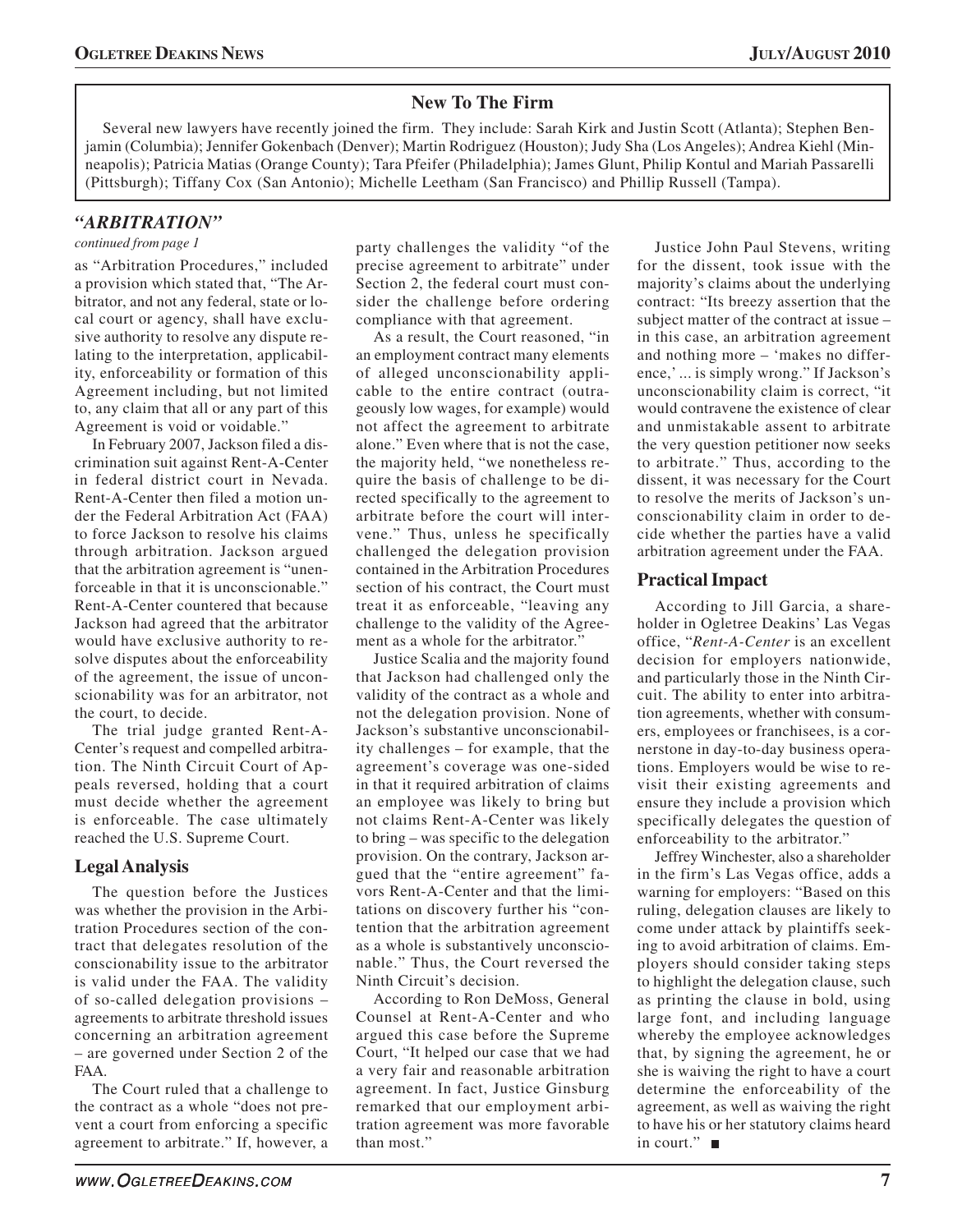## New To The Firm

Several new lawyers have recently joined the firm. They include: Sarah Kirk and Justin Scott (Atlanta); Stephen Benjamin (Columbia); Jennifer Gokenbach (Denver); Martin Rodriguez (Houston); Judy Sha (Los Angeles); Andrea Kiehl (Minneapolis); Patricia Matias (Orange County); Tara Pfeifer (Philadelphia); James Glunt, Philip Kontul and Mariah Passarelli (Pittsburgh); Tiffany Cox (San Antonio); Michelle Leetham (San Francisco) and Phillip Russell (Tampa).

## *"ARBITRATION"*

*continued from page 1*

as "Arbitration Procedures," included a provision which stated that, "The Arbitrator, and not any federal, state or local court or agency, shall have exclusive authority to resolve any dispute relating to the interpretation, applicability, enforceability or formation of this Agreement including, but not limited to, any claim that all or any part of this Agreement is void or voidable."

In February 2007, Jackson filed a discrimination suit against Rent-A-Center in federal district court in Nevada. Rent-A-Center then filed a motion under the Federal Arbitration Act (FAA) to force Jackson to resolve his claims through arbitration. Jackson argued that the arbitration agreement is "unenforceable in that it is unconscionable." Rent-A-Center countered that because Jackson had agreed that the arbitrator would have exclusive authority to resolve disputes about the enforceability of the agreement, the issue of unconscionability was for an arbitrator, not the court, to decide.

The trial judge granted Rent-A-Center's request and compelled arbitration. The Ninth Circuit Court of Appeals reversed, holding that a court must decide whether the agreement is enforceable. The case ultimately reached the U.S. Supreme Court.

### Legal Analysis

The question before the Justices was whether the provision in the Arbitration Procedures section of the contract that delegates resolution of the conscionability issue to the arbitrator is valid under the FAA. The validity of so-called delegation provisions – agreements to arbitrate threshold issues concerning an arbitration agreement – are governed under Section 2 of the FAA.

The Court ruled that a challenge to the contract as a whole "does not prevent a court from enforcing a specific agreement to arbitrate." If, however, a party challenges the validity "of the precise agreement to arbitrate" under Section 2, the federal court must consider the challenge before ordering compliance with that agreement.

As a result, the Court reasoned, "in an employment contract many elements of alleged unconscionability applicable to the entire contract (outrageously low wages, for example) would not affect the agreement to arbitrate alone." Even where that is not the case, the majority held, "we nonetheless require the basis of challenge to be directed specifically to the agreement to arbitrate before the court will intervene." Thus, unless he specifically challenged the delegation provision contained in the Arbitration Procedures section of his contract, the Court must treat it as enforceable, "leaving any challenge to the validity of the Agreement as a whole for the arbitrator."

Justice Scalia and the majority found that Jackson had challenged only the validity of the contract as a whole and not the delegation provision. None of Jackson's substantive unconscionability challenges – for example, that the agreement's coverage was one-sided in that it required arbitration of claims an employee was likely to bring but not claims Rent-A-Center was likely to bring – was specific to the delegation provision. On the contrary, Jackson argued that the "entire agreement" favors Rent-A-Center and that the limitations on discovery further his "contention that the arbitration agreement as a whole is substantively unconscionable." Thus, the Court reversed the Ninth Circuit's decision.

According to Ron DeMoss, General Counsel at Rent-A-Center and who argued this case before the Supreme Court, "It helped our case that we had a very fair and reasonable arbitration agreement. In fact, Justice Ginsburg remarked that our employment arbitration agreement was more favorable than most."

Justice John Paul Stevens, writing for the dissent, took issue with the majority's claims about the underlying contract: "Its breezy assertion that the subject matter of the contract at issue – in this case, an arbitration agreement and nothing more – 'makes no difference,' ... is simply wrong." If Jackson's unconscionability claim is correct, "it would contravene the existence of clear and unmistakable assent to arbitrate the very question petitioner now seeks to arbitrate." Thus, according to the dissent, it was necessary for the Court to resolve the merits of Jackson's unconscionability claim in order to decide whether the parties have a valid arbitration agreement under the FAA.

### Practical Impact

According to Jill Garcia, a shareholder in Ogletree Deakins' Las Vegas office, "*Rent-A-Center* is an excellent decision for employers nationwide, and particularly those in the Ninth Circuit. The ability to enter into arbitration agreements, whether with consumers, employees or franchisees, is a cornerstone in day-to-day business operations. Employers would be wise to revisit their existing agreements and ensure they include a provision which specifically delegates the question of enforceability to the arbitrator."

Jeffrey Winchester, also a shareholder in the firm's Las Vegas office, adds a warning for employers: "Based on this ruling, delegation clauses are likely to come under attack by plaintiffs seeking to avoid arbitration of claims. Employers should consider taking steps to highlight the delegation clause, such as printing the clause in bold, using large font, and including language whereby the employee acknowledges that, by signing the agreement, he or she is waiving the right to have a court determine the enforceability of the agreement, as well as waiving the right to have his or her statutory claims heard in court." ■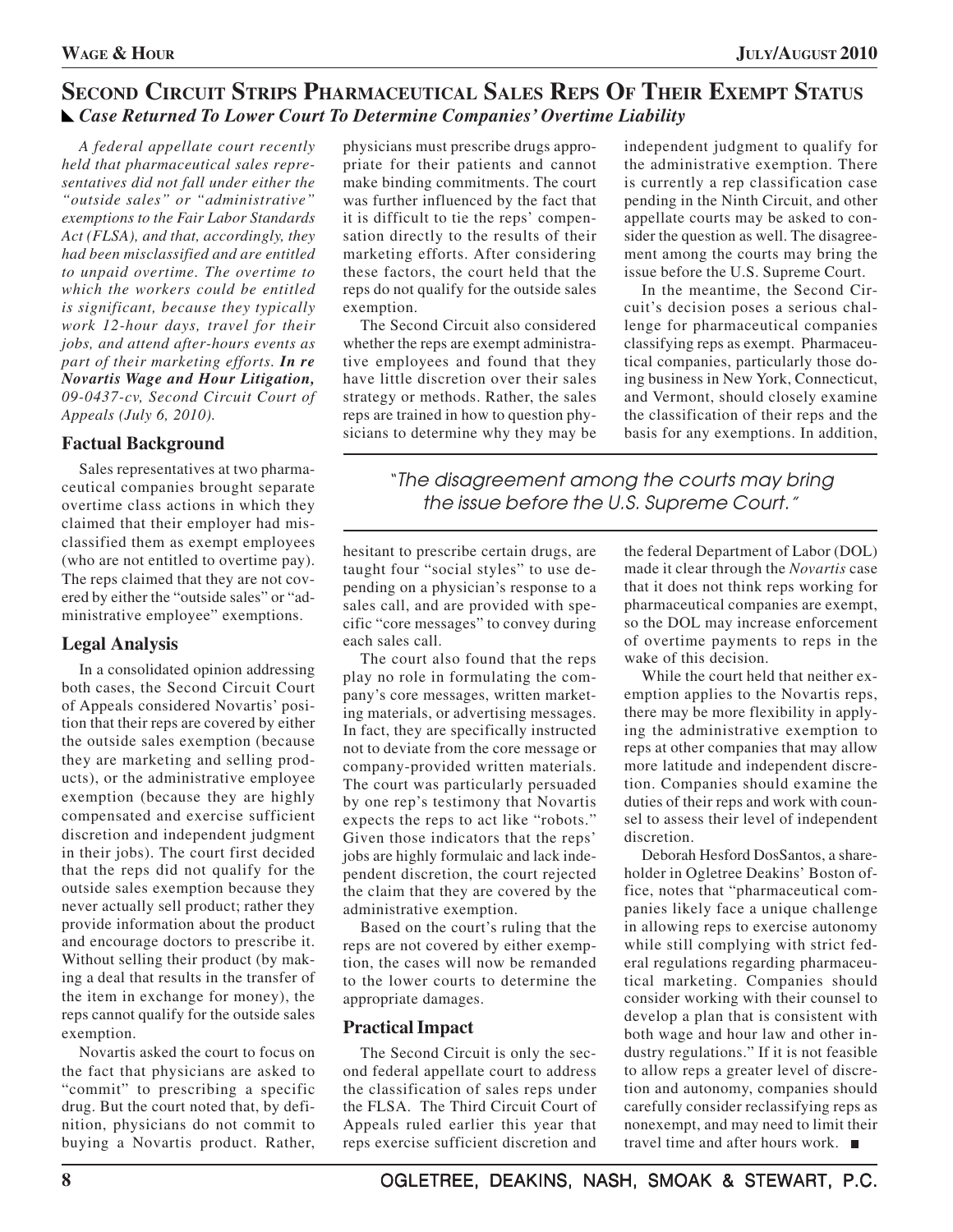# Second Circuit Strips Pharmaceutical Sales Reps Of Their Exempt Status

## *Case Returned To Lower Court To Determine Companies' Overtime Liability*

*A federal appellate court recently held that pharmaceutical sales representatives did not fall under either the "outside sales" or "administrative" exemptions to the Fair Labor Standards Act (FLSA), and that, accordingly, they had been misclassified and are entitled to unpaid overtime. The overtime to which the workers could be entitled is significant, because they typically work 12-hour days, travel for their jobs, and attend after-hours events as part of their marketing efforts.* ***In re Novartis Wage and Hour Litigation****, 09-0437-cv, Second Circuit Court of Appeals (July 6, 2010).*

### Factual Background

Sales representatives at two pharmaceutical companies brought separate overtime class actions in which they claimed that their employer had misclassified them as exempt employees (who are not entitled to overtime pay). The reps claimed that they are not covered by either the "outside sales" or "administrative employee" exemptions.

### Legal Analysis

In a consolidated opinion addressing both cases, the Second Circuit Court of Appeals considered Novartis' position that their reps are covered by either the outside sales exemption (because they are marketing and selling products), or the administrative employee exemption (because they are highly compensated and exercise sufficient discretion and independent judgment in their jobs). The court first decided that the reps did not qualify for the outside sales exemption because they never actually sell product; rather they provide information about the product and encourage doctors to prescribe it. Without selling their product (by making a deal that results in the transfer of the item in exchange for money), the reps cannot qualify for the outside sales exemption.

Novartis asked the court to focus on the fact that physicians are asked to "commit" to prescribing a specific drug. But the court noted that, by definition, physicians do not commit to buying a Novartis product. Rather, physicians must prescribe drugs appropriate for their patients and cannot make binding commitments. The court was further influenced by the fact that it is difficult to tie the reps' compensation directly to the results of their marketing efforts. After considering these factors, the court held that the reps do not qualify for the outside sales exemption.

The Second Circuit also considered whether the reps are exempt administrative employees and found that they have little discretion over their sales strategy or methods. Rather, the sales reps are trained in how to question physicians to determine why they may be hesitant to prescribe certain drugs, are taught four "social styles" to use depending on a physician's response to a sales call, and are provided with specific "core messages" to convey during each sales call.

The court also found that the reps play no role in formulating the company's core messages, written marketing materials, or advertising messages. In fact, they are specifically instructed not to deviate from the core message or company-provided written materials. The court was particularly persuaded by one rep's testimony that Novartis expects the reps to act like "robots." Given those indicators that the reps' jobs are highly formulaic and lack independent discretion, the court rejected the claim that they are covered by the administrative exemption.

Based on the court's ruling that the reps are not covered by either exemption, the cases will now be remanded to the lower courts to determine the appropriate damages.

### Practical Impact

The Second Circuit is only the second federal appellate court to address the classification of sales reps under the FLSA. The Third Circuit Court of Appeals ruled earlier this year that reps exercise sufficient discretion and independent judgment to qualify for the administrative exemption. There is currently a rep classification case pending in the Ninth Circuit, and other appellate courts may be asked to consider the question as well. The disagreement among the courts may bring the issue before the U.S. Supreme Court.

> *"The disagreement among the courts may bring the issue before the U.S. Supreme Court."*

In the meantime, the Second Circuit's decision poses a serious challenge for pharmaceutical companies classifying reps as exempt. Pharmaceutical companies, particularly those doing business in New York, Connecticut, and Vermont, should closely examine the classification of their reps and the basis for any exemptions. In addition, the federal Department of Labor (DOL) made it clear through the *Novartis* case that it does not think reps working for pharmaceutical companies are exempt, so the DOL may increase enforcement of overtime payments to reps in the wake of this decision.

While the court held that neither exemption applies to the Novartis reps, there may be more flexibility in applying the administrative exemption to reps at other companies that may allow more latitude and independent discretion. Companies should examine the duties of their reps and work with counsel to assess their level of independent discretion.

Deborah Hesford DosSantos, a shareholder in Ogletree Deakins' Boston office, notes that "pharmaceutical companies likely face a unique challenge in allowing reps to exercise autonomy while still complying with strict federal regulations regarding pharmaceutical marketing. Companies should consider working with their counsel to develop a plan that is consistent with both wage and hour law and other industry regulations." If it is not feasible to allow reps a greater level of discretion and autonomy, companies should carefully consider reclassifying reps as nonexempt, and may need to limit their travel time and after hours work. ■